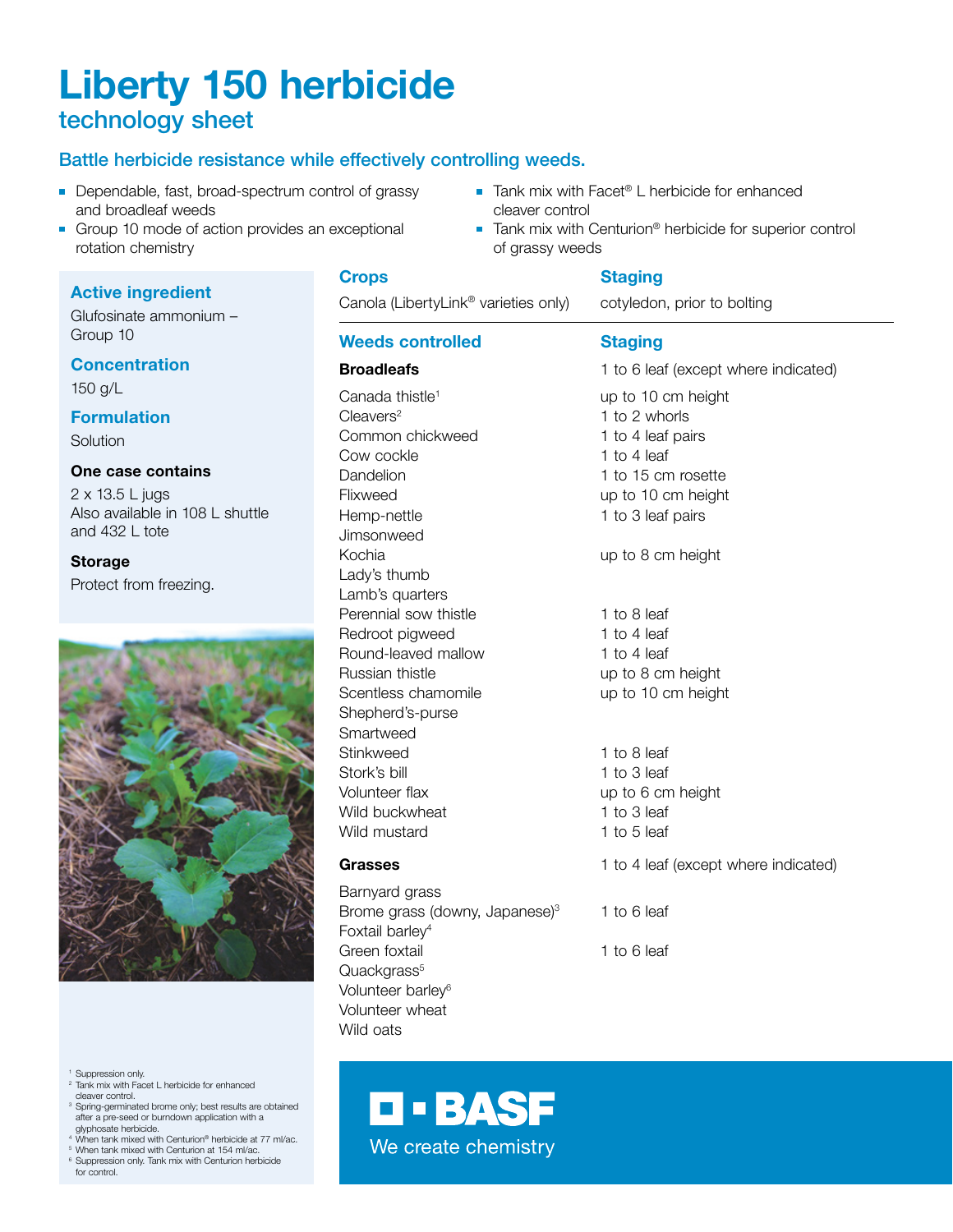# Liberty 150 herbicide

## technology sheet

### Battle herbicide resistance while effectively controlling weeds.

- Dependable, fast, broad-spectrum control of grassy and broadleaf weeds
- Group 10 mode of action provides an exceptional rotation chemistry
- Tank mix with Facet® L herbicide for enhanced cleaver control
- Tank mix with Centurion® herbicide for superior control of grassy weeds

**Active ingredient**

Glufosinate ammonium – Group 10

**Concentration**

150 g/L

**Formulation**

Solution

**One case contains**

2 x 13.5 L jugs
Also available in 108 L shuttle and 432 L tote

**Storage**

Protect from freezing.

| Crops | Staging |
|---|---|
| Canola (LibertyLink® varieties only) | cotyledon, prior to bolting |

| Weeds controlled | Staging |
|---|---|
| **Broadleafs** | 1 to 6 leaf (except where indicated) |
| Canada thistle[1] | up to 10 cm height |
| Cleavers[2] | 1 to 2 whorls |
| Common chickweed | 1 to 4 leaf pairs |
| Cow cockle | 1 to 4 leaf |
| Dandelion | 1 to 15 cm rosette |
| Flixweed | up to 10 cm height |
| Hemp-nettle | 1 to 3 leaf pairs |
| Jimsonweed | |
| Kochia | up to 8 cm height |
| Lady's thumb | |
| Lamb's quarters | |
| Perennial sow thistle | 1 to 8 leaf |
| Redroot pigweed | 1 to 4 leaf |
| Round-leaved mallow | 1 to 4 leaf |
| Russian thistle | up to 8 cm height |
| Scentless chamomile | up to 10 cm height |
| Shepherd's-purse | |
| Smartweed | |
| Stinkweed | 1 to 8 leaf |
| Stork's bill | 1 to 3 leaf |
| Volunteer flax | up to 6 cm height |
| Wild buckwheat | 1 to 3 leaf |
| Wild mustard | 1 to 5 leaf |
| **Grasses** | 1 to 4 leaf (except where indicated) |
| Barnyard grass | |
| Brome grass (downy, Japanese)[3] | 1 to 6 leaf |
| Foxtail barley[4] | |
| Green foxtail | 1 to 6 leaf |
| Quackgrass[5] | |
| Volunteer barley[6] | |
| Volunteer wheat | |
| Wild oats | |

[1] Suppression only.
[2] Tank mix with Facet L herbicide for enhanced cleaver control.
[3] Spring-germinated brome only; best results are obtained after a pre-seed or burndown application with a glyphosate herbicide.
[4] When tank mixed with Centurion® herbicide at 77 ml/ac.
[5] When tank mixed with Centurion at 154 ml/ac.
[6] Suppression only. Tank mix with Centurion herbicide for control.

BASF
We create chemistry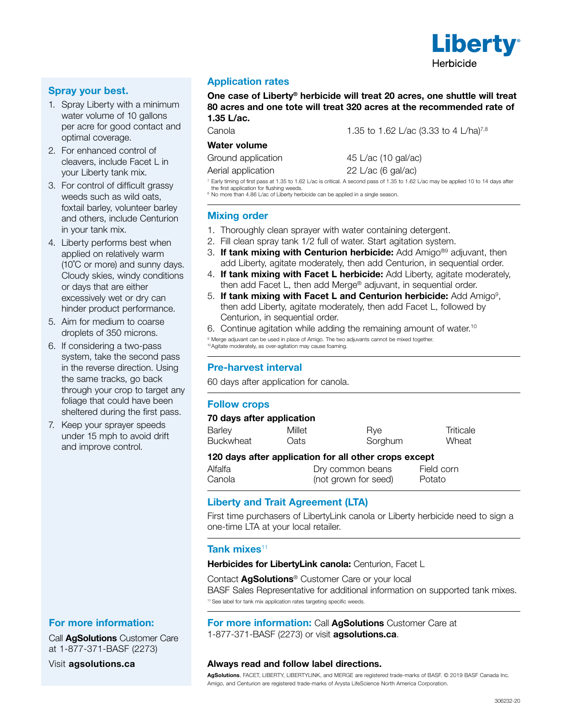Liberty
Herbicide

## Spray your best.

1. Spray Liberty with a minimum water volume of 10 gallons per acre for good contact and optimal coverage.
2. For enhanced control of cleavers, include Facet L in your Liberty tank mix.
3. For control of difficult grassy weeds such as wild oats, foxtail barley, volunteer barley and others, include Centurion in your tank mix.
4. Liberty performs best when applied on relatively warm (10˚C or more) and sunny days. Cloudy skies, windy conditions or days that are either excessively wet or dry can hinder product performance.
5. Aim for medium to coarse droplets of 350 microns.
6. If considering a two-pass system, take the second pass in the reverse direction. Using the same tracks, go back through your crop to target any foliage that could have been sheltered during the first pass.
7. Keep your sprayer speeds under 15 mph to avoid drift and improve control.

## For more information:

Call **AgSolutions** Customer Care at 1-877-371-BASF (2273)

Visit **agsolutions.ca**

## Application rates

**One case of Liberty® herbicide will treat 20 acres, one shuttle will treat 80 acres and one tote will treat 320 acres at the recommended rate of 1.35 L/ac.**

| | |
|---|---|
| Canola | 1.35 to 1.62 L/ac (3.33 to 4 L/ha)[7,8] |

**Water volume**

| | |
|---|---|
| Ground application | 45 L/ac (10 gal/ac) |
| Aerial application | 22 L/ac (6 gal/ac) |

[7] Early timing of first pass at 1.35 to 1.62 L/ac is critical. A second pass of 1.35 to 1.62 L/ac may be applied 10 to 14 days after the first application for flushing weeds.
[8] No more than 4.86 L/ac of Liberty herbicide can be applied in a single season.

## Mixing order

1. Thoroughly clean sprayer with water containing detergent.
2. Fill clean spray tank 1/2 full of water. Start agitation system.
3. **If tank mixing with Centurion herbicide:** Add Amigo®[9] adjuvant, then add Liberty, agitate moderately, then add Centurion, in sequential order.
4. **If tank mixing with Facet L herbicide:** Add Liberty, agitate moderately, then add Facet L, then add Merge® adjuvant, in sequential order.
5. **If tank mixing with Facet L and Centurion herbicide:** Add Amigo[9], then add Liberty, agitate moderately, then add Facet L, followed by Centurion, in sequential order.
6. Continue agitation while adding the remaining amount of water.[10]

[9] Merge adjuvant can be used in place of Amigo. The two adjuvants cannot be mixed together.
[10] Agitate moderately, as over-agitation may cause foaming.

## Pre-harvest interval

60 days after application for canola.

## Follow crops

**70 days after application**

| | | | |
|---|---|---|---|
| Barley | Millet | Rye | Triticale |
| Buckwheat | Oats | Sorghum | Wheat |

**120 days after application for all other crops except**

| | | |
|---|---|---|
| Alfalfa | Dry common beans | Field corn |
| Canola | (not grown for seed) | Potato |

## Liberty and Trait Agreement (LTA)

First time purchasers of LibertyLink canola or Liberty herbicide need to sign a one-time LTA at your local retailer.

## Tank mixes[11]

**Herbicides for LibertyLink canola:** Centurion, Facet L

Contact **AgSolutions**® Customer Care or your local BASF Sales Representative for additional information on supported tank mixes.

[11] See label for tank mix application rates targeting specific weeds.

**For more information:** Call **AgSolutions** Customer Care at 1-877-371-BASF (2273) or visit **agsolutions.ca**.

**Always read and follow label directions.**

**AgSolutions**, FACET, LIBERTY, LIBERTYLINK, and MERGE are registered trade-marks of BASF. © 2019 BASF Canada Inc. Amigo, and Centurion are registered trade-marks of Arysta LifeScience North America Corporation.

306232-20